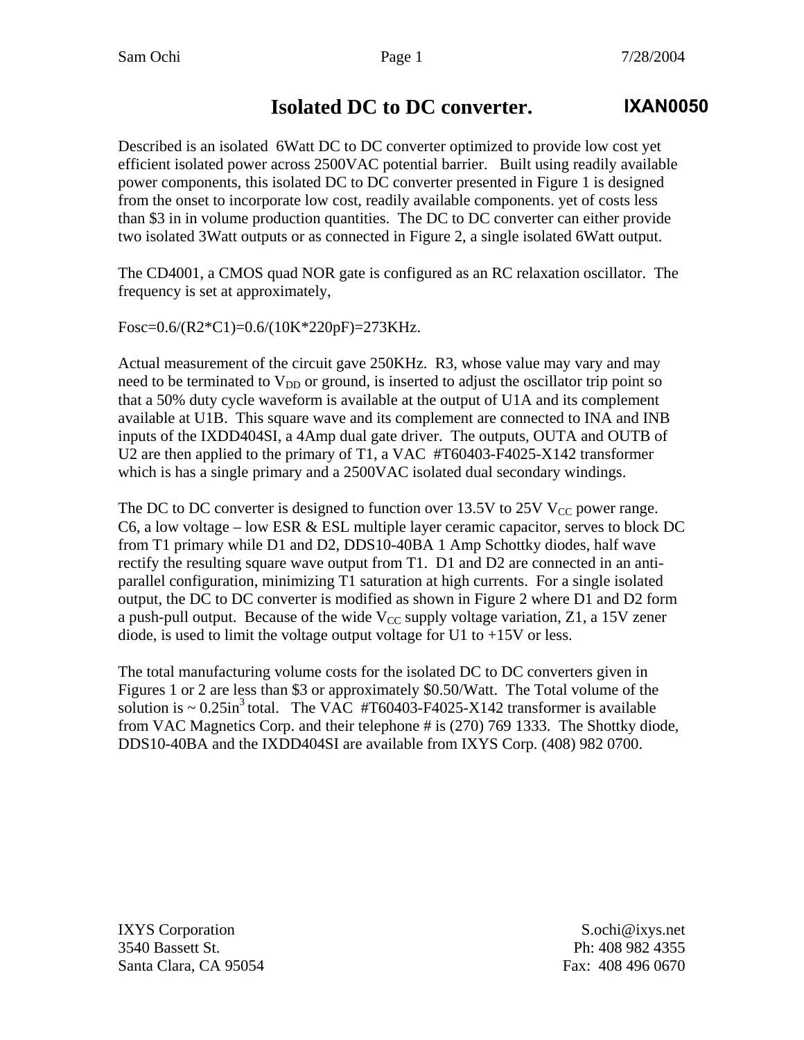# Isolated DC to DC converter.

**IXAN0050**

Described is an isolated 6Watt DC to DC converter optimized to provide low cost yet efficient isolated power across 2500VAC potential barrier. Built using readily available power components, this isolated DC to DC converter presented in Figure 1 is designed from the onset to incorporate low cost, readily available components. yet of costs less than $3 in in volume production quantities. The DC to DC converter can either provide two isolated 3Watt outputs or as connected in Figure 2, a single isolated 6Watt output.

The CD4001, a CMOS quad NOR gate is configured as an RC relaxation oscillator. The frequency is set at approximately,

$$F_{osc}=0.6/(R2*C1)=0.6/(10K*220pF)=273KHz.$$

Actual measurement of the circuit gave 250KHz. R3, whose value may vary and may need to be terminated to $V_{DD}$ or ground, is inserted to adjust the oscillator trip point so that a 50% duty cycle waveform is available at the output of U1A and its complement available at U1B. This square wave and its complement are connected to INA and INB inputs of the IXDD404SI, a 4Amp dual gate driver. The outputs, OUTA and OUTB of U2 are then applied to the primary of T1, a VAC #T60403-F4025-X142 transformer which is has a single primary and a 2500VAC isolated dual secondary windings.

The DC to DC converter is designed to function over 13.5V to 25V $V_{CC}$ power range. C6, a low voltage – low ESR & ESL multiple layer ceramic capacitor, serves to block DC from T1 primary while D1 and D2, DDS10-40BA 1 Amp Schottky diodes, half wave rectify the resulting square wave output from T1. D1 and D2 are connected in an anti-parallel configuration, minimizing T1 saturation at high currents. For a single isolated output, the DC to DC converter is modified as shown in Figure 2 where D1 and D2 form a push-pull output. Because of the wide $V_{CC}$ supply voltage variation, Z1, a 15V zener diode, is used to limit the voltage output voltage for U1 to +15V or less.

The total manufacturing volume costs for the isolated DC to DC converters given in Figures 1 or 2 are less than $3 or approximately $0.50/Watt. The Total volume of the solution is ~ $0.25in^3$ total. The VAC #T60403-F4025-X142 transformer is available from VAC Magnetics Corp. and their telephone # is (270) 769 1333. The Shottky diode, DDS10-40BA and the IXDD404SI are available from IXYS Corp. (408) 982 0700.

IXYS Corporation
3540 Bassett St.
Santa Clara, CA 95054

S.ochi@ixys.net
Ph: 408 982 4355
Fax: 408 496 0670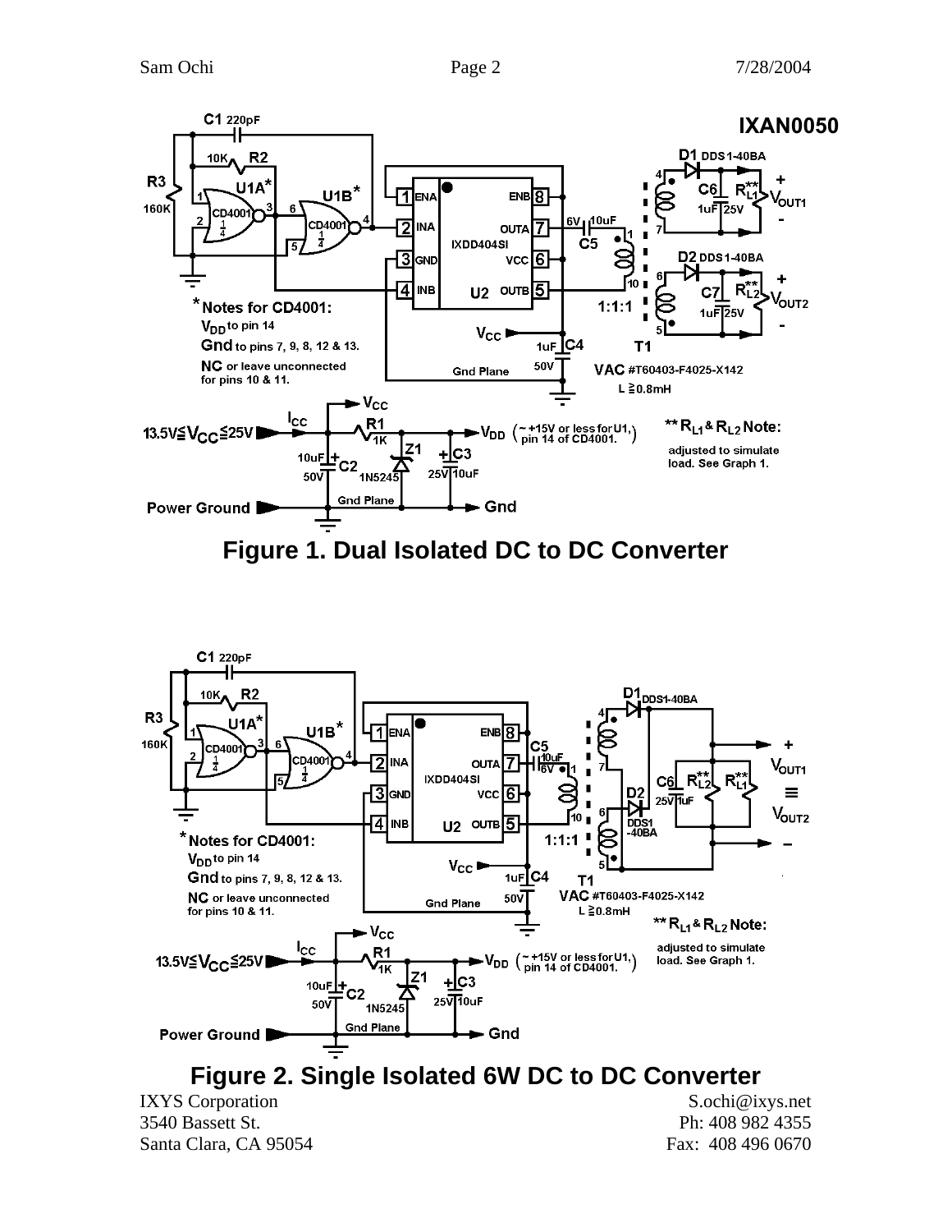Figure 1. Dual Isolated DC to DC Converter

Figure 2. Single Isolated 6W DC to DC Converter

IXYS Corporation
3540 Bassett St.
Santa Clara, CA 95054

S.ochi@ixys.net
Ph: 408 982 4355
Fax: 408 496 0670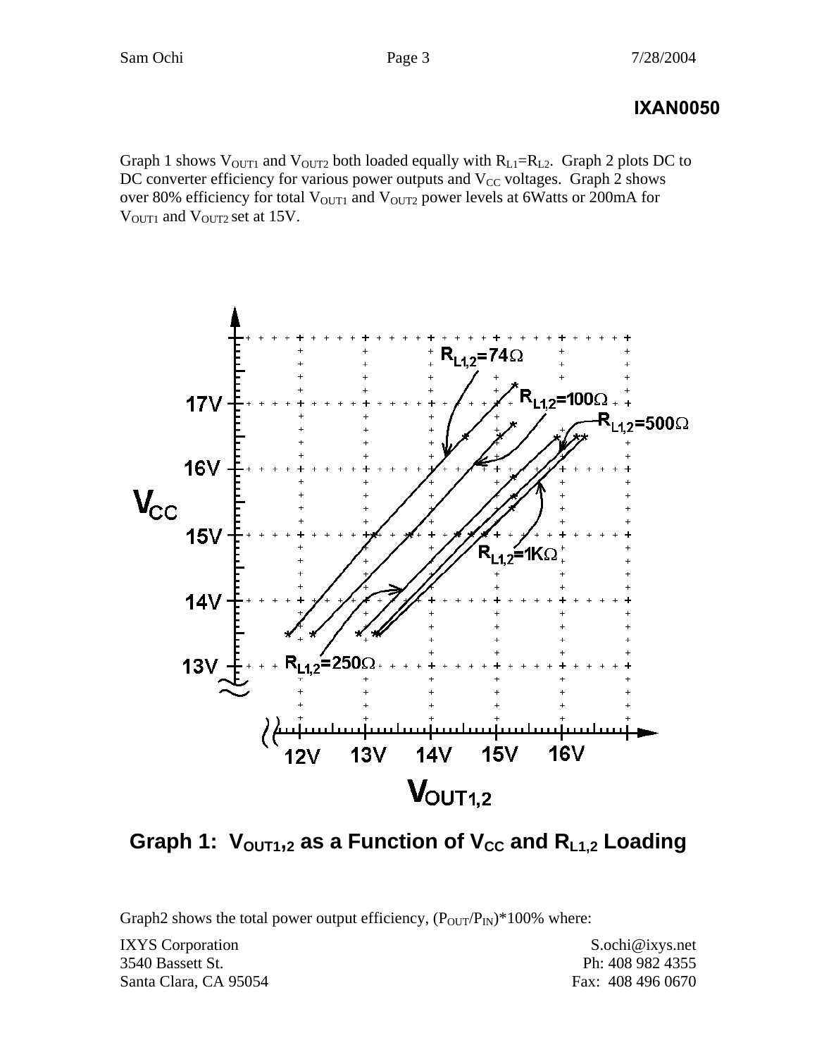# IXAN0050

Graph 1 shows $V_{OUT1}$ and $V_{OUT2}$ both loaded equally with $R_{L1}$=$R_{L2}$. Graph 2 plots DC to DC converter efficiency for various power outputs and $V_{CC}$ voltages. Graph 2 shows over 80% efficiency for total $V_{OUT1}$ and $V_{OUT2}$ power levels at 6Watts or 200mA for $V_{OUT1}$ and $V_{OUT2}$ set at 15V.

**Graph 1: $V_{OUT1,2}$ as a Function of $V_{CC}$ and $R_{L1,2}$ Loading**

Graph2 shows the total power output efficiency, $(P_{OUT}/P_{IN})$*100% where:

IXYS Corporation
3540 Bassett St.
Santa Clara, CA 95054

S.ochi@ixys.net
Ph: 408 982 4355
Fax: 408 496 0670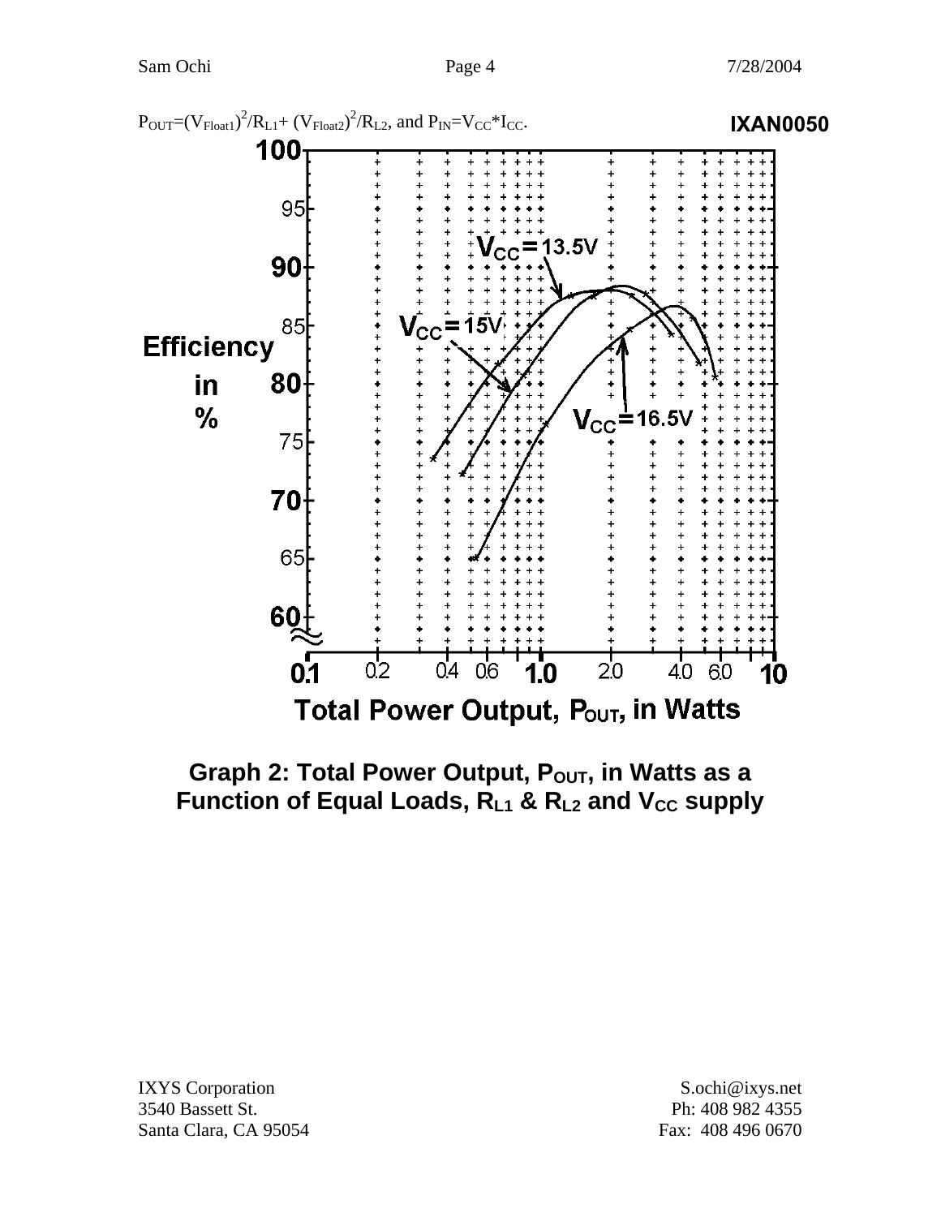$P_{OUT}=(V_{Float1})^2/R_{L1}+(V_{Float2})^2/R_{L2}$, and $P_{IN}=V_{CC}*I_{CC}$.

IXAN0050

100

95

90

85

80

75

70

65

60

Efficiency in %

$V_{CC}$ = 13.5V

$V_{CC}$ = 15V

$V_{CC}$ = 16.5V

0.1 0.2 0.4 0.6 1.0 2.0 4.0 6.0 10

Total Power Output, $P_{OUT}$, in Watts

**Graph 2: Total Power Output, $P_{OUT}$, in Watts as a Function of Equal Loads, $R_{L1}$ & $R_{L2}$ and $V_{CC}$ supply**

IXYS Corporation
3540 Bassett St.
Santa Clara, CA 95054

S.ochi@ixys.net
Ph: 408 982 4355
Fax: 408 496 0670